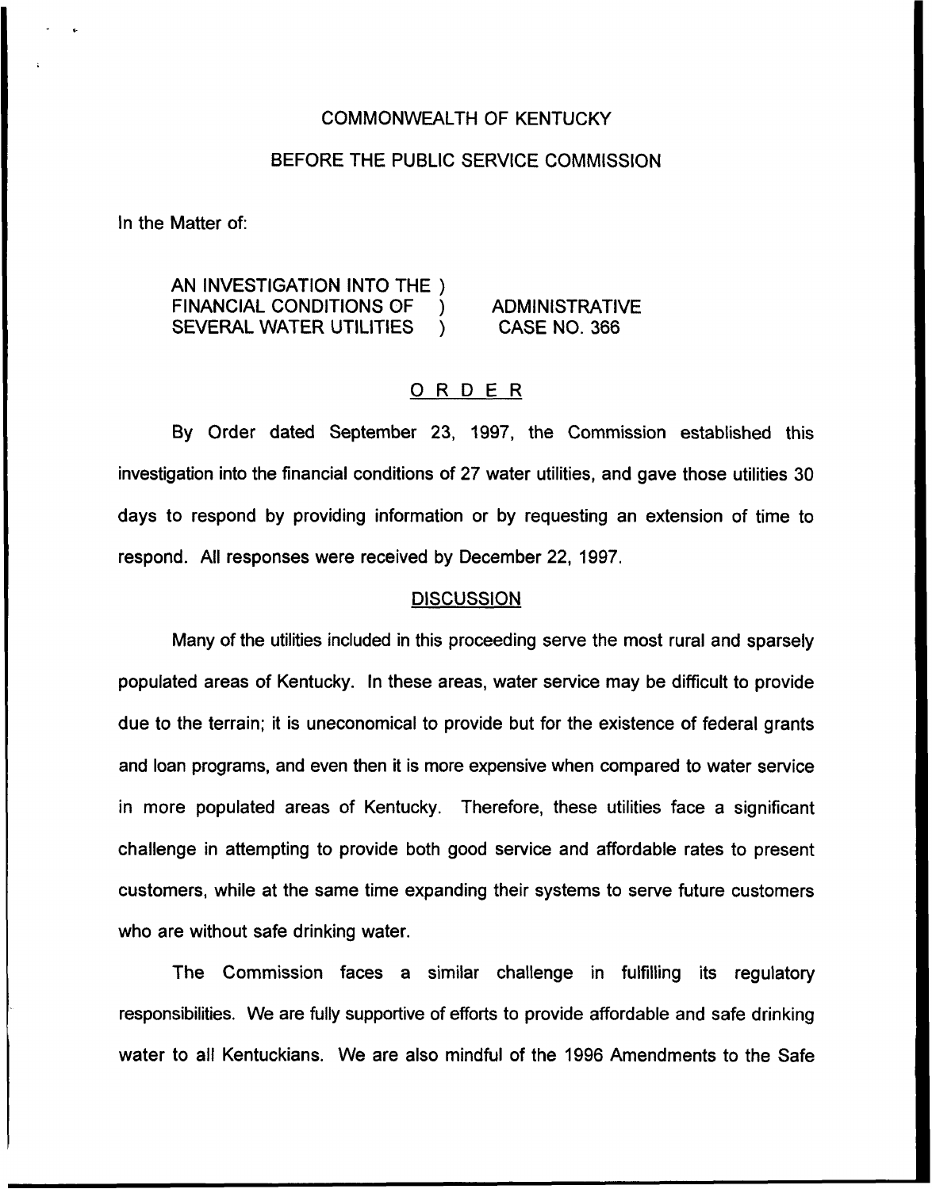COMMONWEALTH OF KENTUCKY

BEFORE THE PUBLIC SERVICE COMMISSION

In the Matter of:

AN INVESTIGATION INTO THE ) FINANCIAL CONDITIONS OF ) SEVERAL WATER UTILITIES ) ADMINISTRATIVE CASE NO. 366

## ORDER

By Order dated September 23, 1997, the Commission established this investigation into the financial conditions of 27 water utilities, and gave those utilities 30 days to respond by providing information or by requesting an extension of time to respond. All responses were received by December 22, 1997.

### DISCUSSION

Many of the utilities included in this proceeding serve the most rural and sparsely populated areas of Kentucky. In these areas, water service may be difficult to provide due to the terrain; it is uneconomical to provide but for the existence of federal grants and loan programs, and even then it is more expensive when compared to water service in more populated areas of Kentucky. Therefore, these utilities face a significant challenge in attempting to provide both good service and affordable rates to present customers, while at the same time expanding their systems to serve future customers who are without safe drinking water.

The Commission faces a similar challenge in fulfilling its regulatory responsibilities. We are fully supportive of efforts to provide affordable and safe drinking water to all Kentuckians. We are also mindful of the 1996 Amendments to the Safe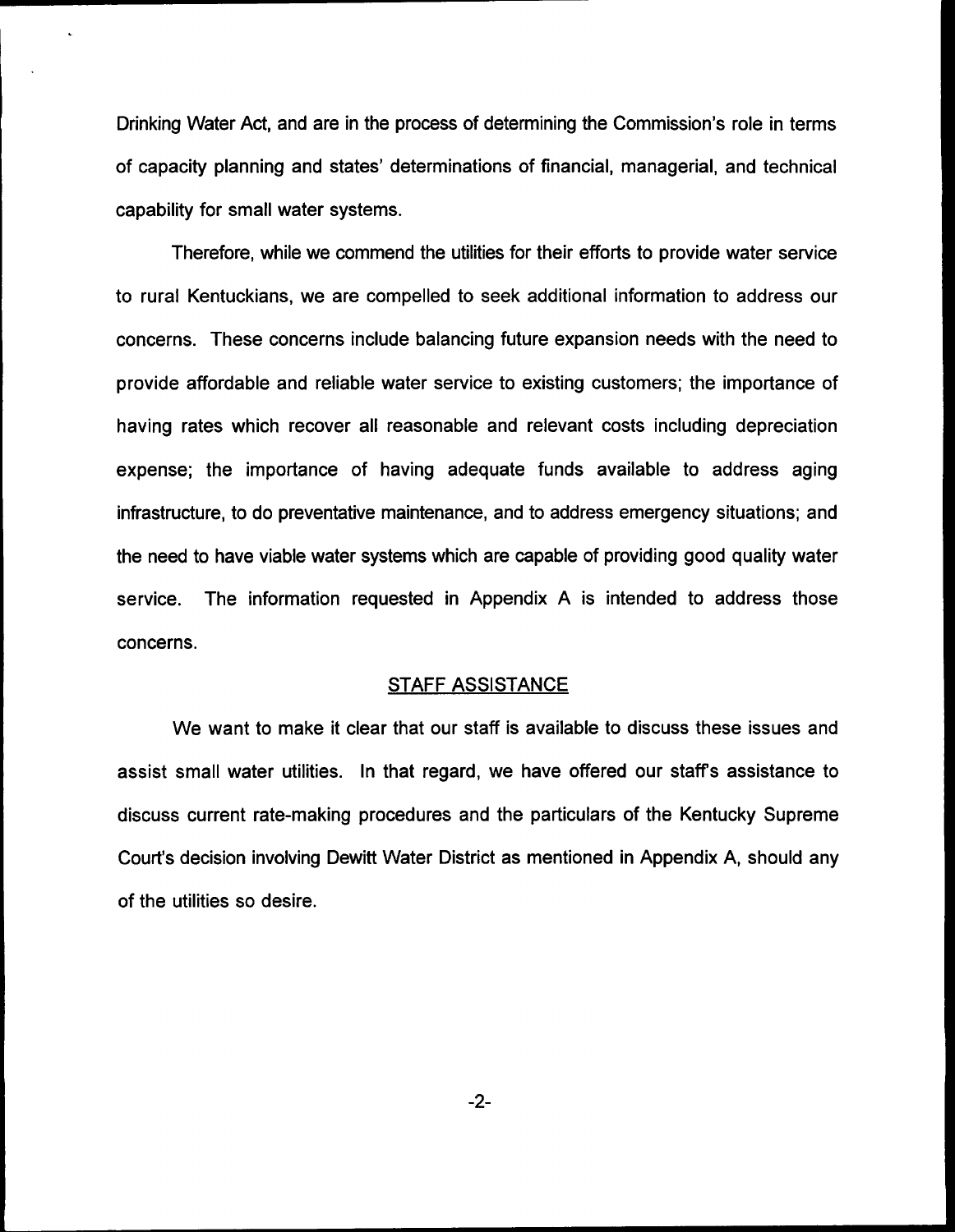Drinking Water Act, and are in the process of determining the Commission's role in terms of capacity planning and states' determinations of financial, managerial, and technical capability for small water systems.

Therefore, while we commend the utilities for their efforts to provide water service to rural Kentuckians, we are compelled to seek additional information to address our concerns. These concerns include balancing future expansion needs with the need to provide affordable and reliable water service to existing customers; the importance of having rates which recover all reasonable and relevant costs including depreciation expense; the importance of having adequate funds available to address aging infrastructure, to do preventative maintenance, and to address emergency situations; and the need to have viable water systems which are capable of providing good quality water service. The information requested in Appendix A is intended to address those concerns.

## STAFF ASSISTANCE

We want to make it clear that our staff is available to discuss these issues and assist small water utilities. In that regard, we have offered our staff's assistance to discuss current rate-making procedures and the particulars of the Kentucky Supreme Court's decision involving Dewitt Water District as mentioned in Appendix A, should any of the utilities so desire.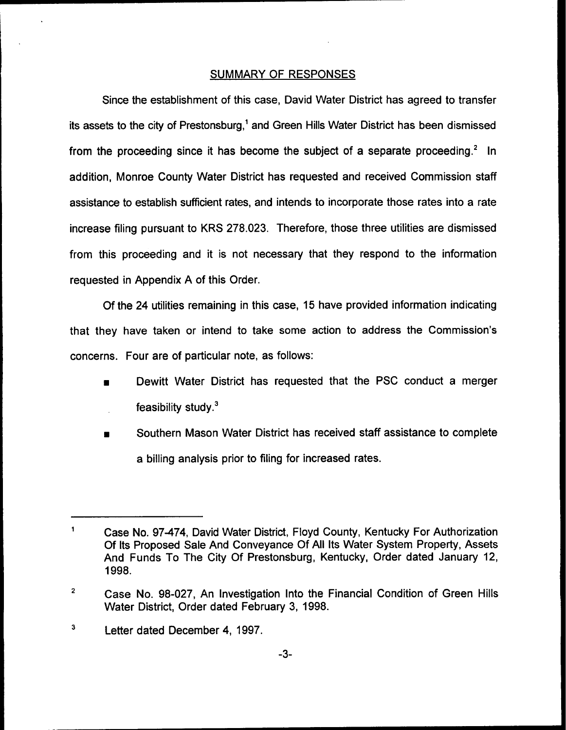## SUMMARY OF RESPONSES

Since the establishment of this case, David Water District has agreed to transfer its assets to the city of Prestonsburg,[1] and Green Hills Water District has been dismissed from the proceeding since it has become the subject of a separate proceeding.[2] In addition, Monroe County Water District has requested and received Commission staff assistance to establish sufficient rates, and intends to incorporate those rates into a rate increase filing pursuant to KRS 278.023. Therefore, those three utilities are dismissed from this proceeding and it is not necessary that they respond to the information requested in Appendix A of this Order.

Of the 24 utilities remaining in this case, 15 have provided information indicating that they have taken or intend to take some action to address the Commission's concerns. Four are of particular note, as follows:

- Dewitt Water District has requested that the PSC conduct a merger feasibility study.[3]
- Southern Mason Water District has received staff assistance to complete a billing analysis prior to filing for increased rates.

---

[1] Case No. 97-474, David Water District, Floyd County, Kentucky For Authorization Of Its Proposed Sale And Conveyance Of All Its Water System Property, Assets And Funds To The City Of Prestonsburg, Kentucky, Order dated January 12, 1998.

[2] Case No. 98-027, An Investigation Into the Financial Condition of Green Hills Water District, Order dated February 3, 1998.

[3] Letter dated December 4, 1997.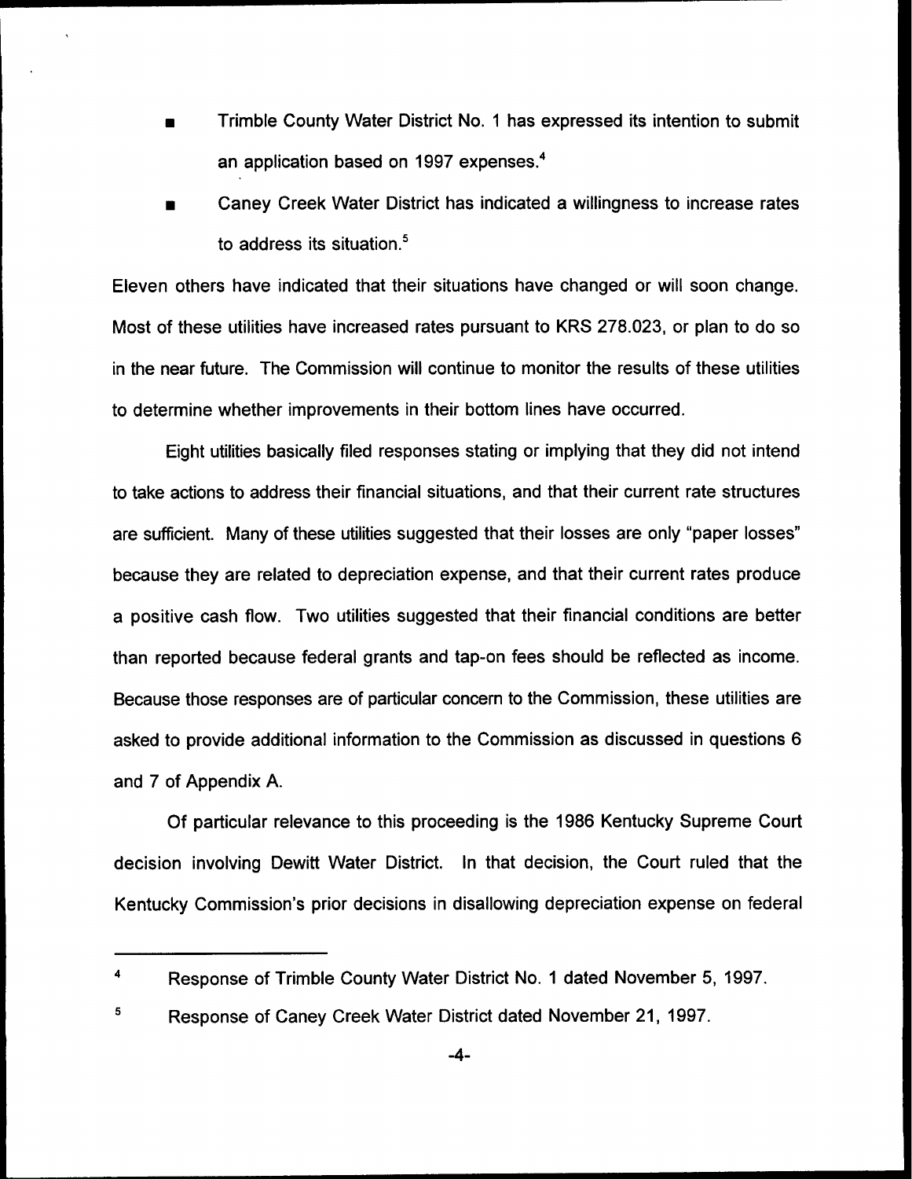- Trimble County Water District No. 1 has expressed its intention to submit an application based on 1997 expenses.[4]
- Caney Creek Water District has indicated a willingness to increase rates to address its situation.[5]

Eleven others have indicated that their situations have changed or will soon change. Most of these utilities have increased rates pursuant to KRS 278.023, or plan to do so in the near future. The Commission will continue to monitor the results of these utilities to determine whether improvements in their bottom lines have occurred.

Eight utilities basically filed responses stating or implying that they did not intend to take actions to address their financial situations, and that their current rate structures are sufficient. Many of these utilities suggested that their losses are only "paper losses" because they are related to depreciation expense, and that their current rates produce a positive cash flow. Two utilities suggested that their financial conditions are better than reported because federal grants and tap-on fees should be reflected as income. Because those responses are of particular concern to the Commission, these utilities are asked to provide additional information to the Commission as discussed in questions 6 and 7 of Appendix A.

Of particular relevance to this proceeding is the 1986 Kentucky Supreme Court decision involving Dewitt Water District. In that decision, the Court ruled that the Kentucky Commission's prior decisions in disallowing depreciation expense on federal

---

[4] Response of Trimble County Water District No. 1 dated November 5, 1997.

[5] Response of Caney Creek Water District dated November 21, 1997.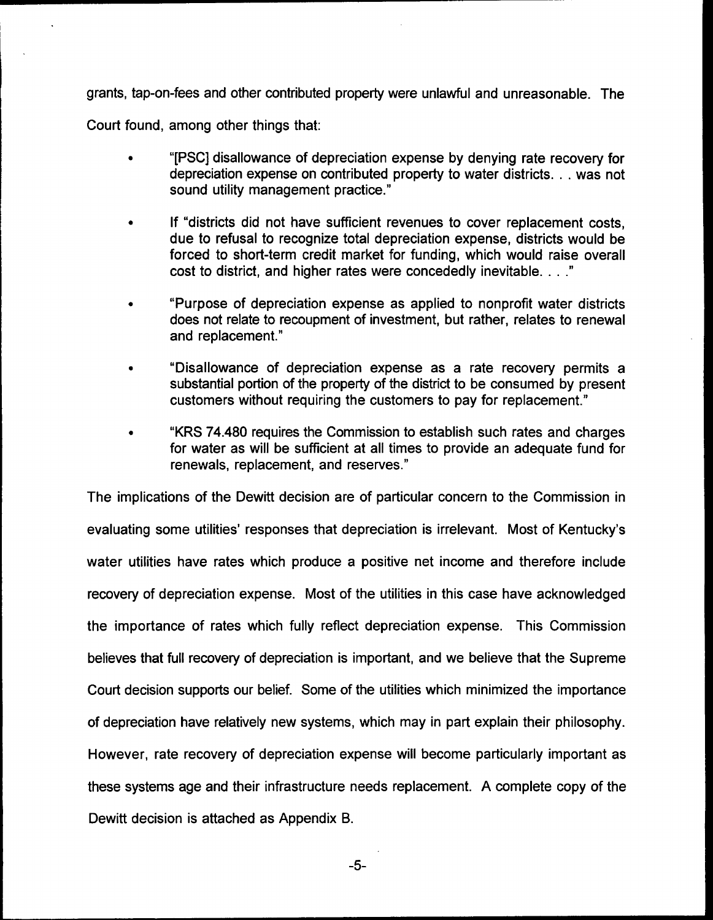grants, tap-on-fees and other contributed property were unlawful and unreasonable. The Court found, among other things that:

- "[PSC] disallowance of depreciation expense by denying rate recovery for depreciation expense on contributed property to water districts. . . was not sound utility management practice."
- If "districts did not have sufficient revenues to cover replacement costs, due to refusal to recognize total depreciation expense, districts would be forced to short-term credit market for funding, which would raise overall cost to district, and higher rates were concededly inevitable. . . ."
- "Purpose of depreciation expense as applied to nonprofit water districts does not relate to recoupment of investment, but rather, relates to renewal and replacement."
- "Disallowance of depreciation expense as a rate recovery permits a substantial portion of the property of the district to be consumed by present customers without requiring the customers to pay for replacement."
- "KRS 74.480 requires the Commission to establish such rates and charges for water as will be sufficient at all times to provide an adequate fund for renewals, replacement, and reserves."

The implications of the Dewitt decision are of particular concern to the Commission in evaluating some utilities' responses that depreciation is irrelevant. Most of Kentucky's water utilities have rates which produce a positive net income and therefore include recovery of depreciation expense. Most of the utilities in this case have acknowledged the importance of rates which fully reflect depreciation expense. This Commission believes that full recovery of depreciation is important, and we believe that the Supreme Court decision supports our belief. Some of the utilities which minimized the importance of depreciation have relatively new systems, which may in part explain their philosophy. However, rate recovery of depreciation expense will become particularly important as these systems age and their infrastructure needs replacement. A complete copy of the Dewitt decision is attached as Appendix B.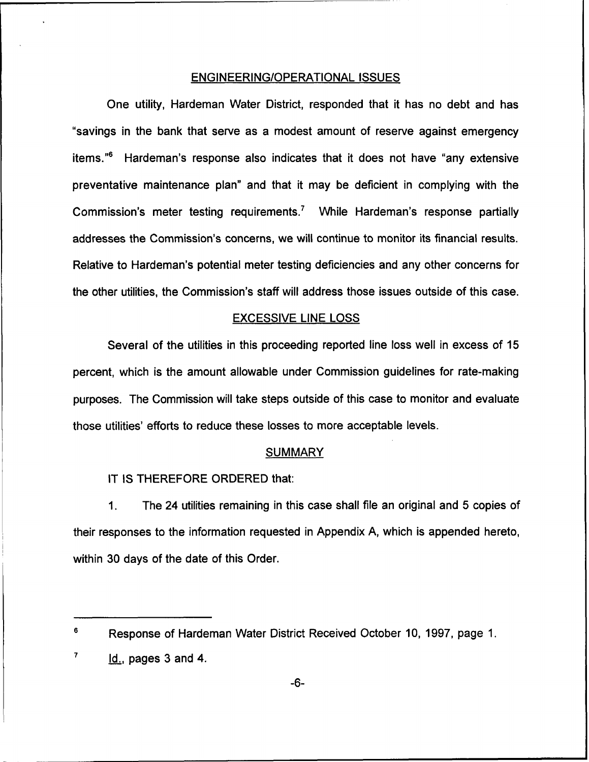## ENGINEERING/OPERATIONAL ISSUES

One utility, Hardeman Water District, responded that it has no debt and has "savings in the bank that serve as a modest amount of reserve against emergency items."[6] Hardeman's response also indicates that it does not have "any extensive preventative maintenance plan" and that it may be deficient in complying with the Commission's meter testing requirements.[7] While Hardeman's response partially addresses the Commission's concerns, we will continue to monitor its financial results. Relative to Hardeman's potential meter testing deficiencies and any other concerns for the other utilities, the Commission's staff will address those issues outside of this case.

## EXCESSIVE LINE LOSS

Several of the utilities in this proceeding reported line loss well in excess of 15 percent, which is the amount allowable under Commission guidelines for rate-making purposes. The Commission will take steps outside of this case to monitor and evaluate those utilities' efforts to reduce these losses to more acceptable levels.

## SUMMARY

IT IS THEREFORE ORDERED that:

1. The 24 utilities remaining in this case shall file an original and 5 copies of their responses to the information requested in Appendix A, which is appended hereto, within 30 days of the date of this Order.

---

[6] Response of Hardeman Water District Received October 10, 1997, page 1.

[7] Id., pages 3 and 4.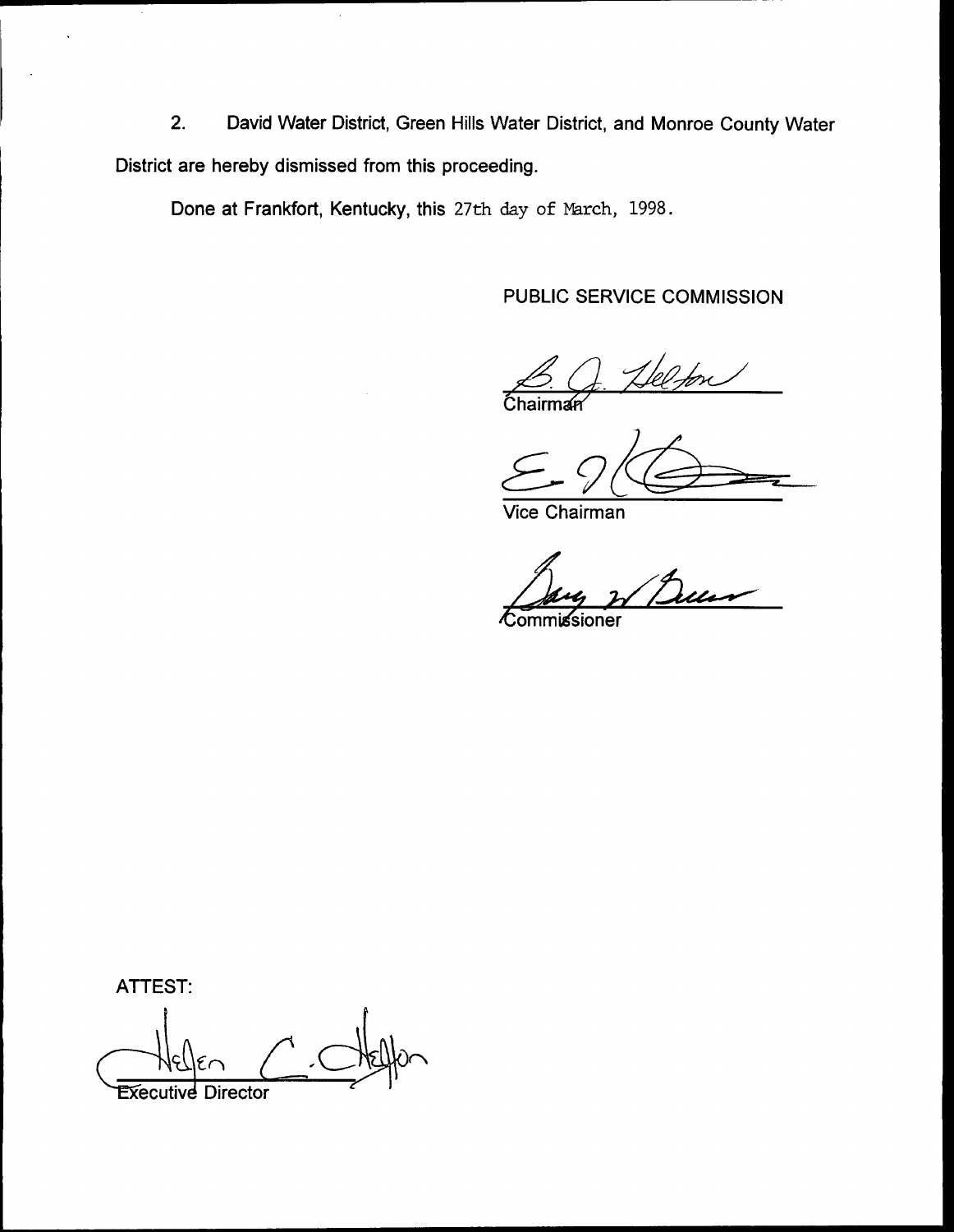2. David Water District, Green Hills Water District, and Monroe County Water District are hereby dismissed from this proceeding.

Done at Frankfort, Kentucky, this 27th day of March, 1998.

PUBLIC SERVICE COMMISSION

Chairman

Vice Chairman

Commissioner

ATTEST:

Executive Director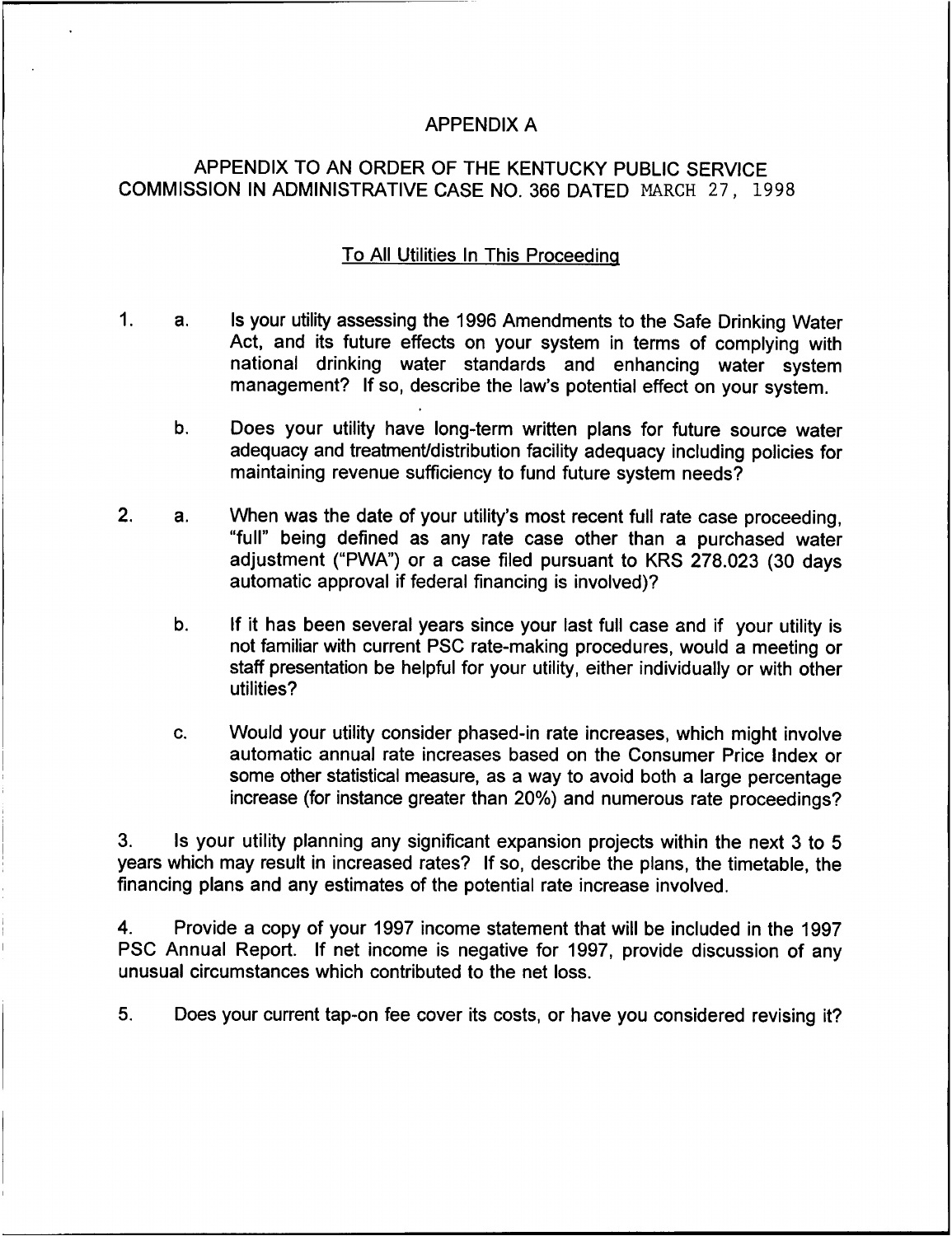# APPENDIX A

## APPENDIX TO AN ORDER OF THE KENTUCKY PUBLIC SERVICE COMMISSION IN ADMINISTRATIVE CASE NO. 366 DATED MARCH 27, 1998

To All Utilities In This Proceeding

1. a. Is your utility assessing the 1996 Amendments to the Safe Drinking Water Act, and its future effects on your system in terms of complying with national drinking water standards and enhancing water system management? If so, describe the law's potential effect on your system.

   b. Does your utility have long-term written plans for future source water adequacy and treatment/distribution facility adequacy including policies for maintaining revenue sufficiency to fund future system needs?

2. a. When was the date of your utility's most recent full rate case proceeding, "full" being defined as any rate case other than a purchased water adjustment ("PWA") or a case filed pursuant to KRS 278.023 (30 days automatic approval if federal financing is involved)?

   b. If it has been several years since your last full case and if your utility is not familiar with current PSC rate-making procedures, would a meeting or staff presentation be helpful for your utility, either individually or with other utilities?

   c. Would your utility consider phased-in rate increases, which might involve automatic annual rate increases based on the Consumer Price Index or some other statistical measure, as a way to avoid both a large percentage increase (for instance greater than 20%) and numerous rate proceedings?

3. Is your utility planning any significant expansion projects within the next 3 to 5 years which may result in increased rates? If so, describe the plans, the timetable, the financing plans and any estimates of the potential rate increase involved.

4. Provide a copy of your 1997 income statement that will be included in the 1997 PSC Annual Report. If net income is negative for 1997, provide discussion of any unusual circumstances which contributed to the net loss.

5. Does your current tap-on fee cover its costs, or have you considered revising it?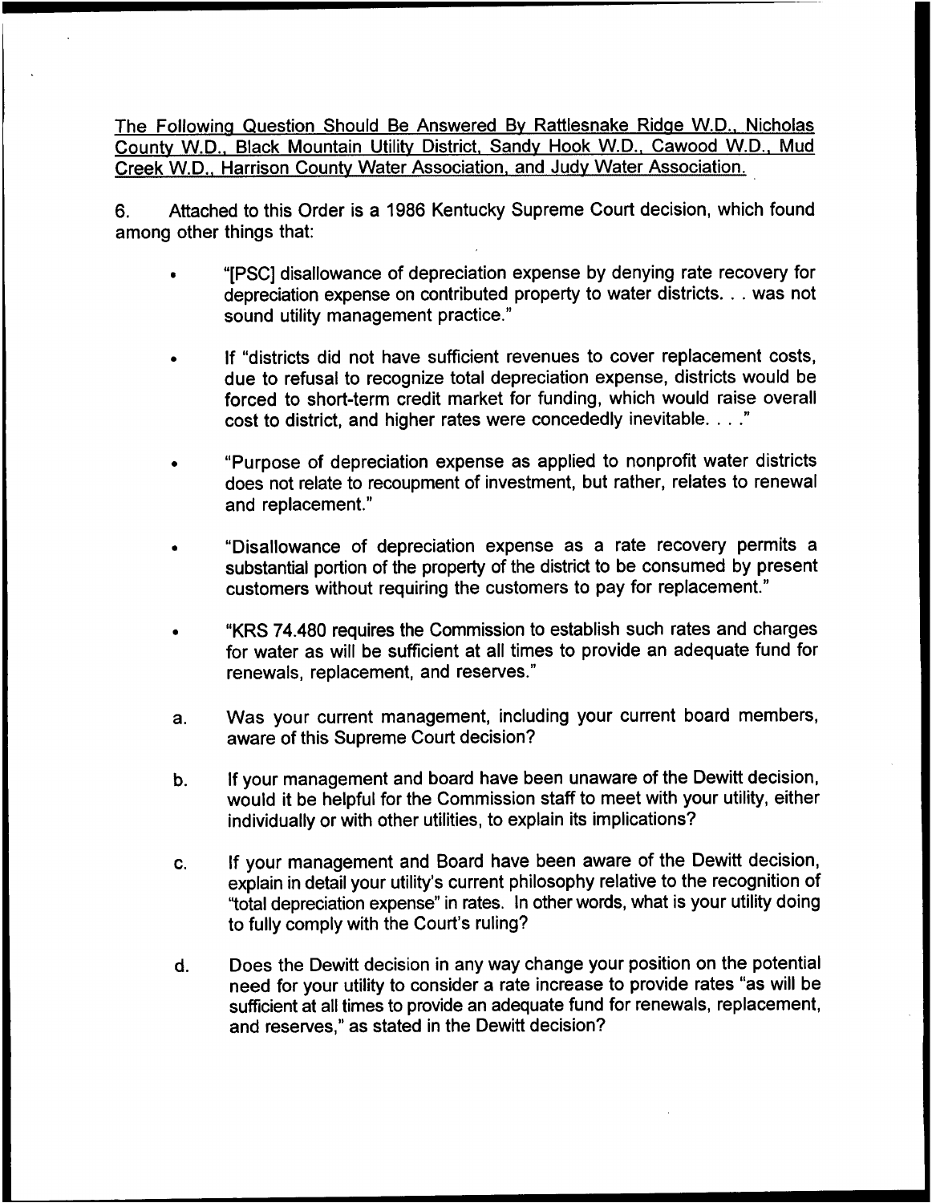The Following Question Should Be Answered By Rattlesnake Ridge W.D., Nicholas County W.D., Black Mountain Utility District, Sandy Hook W.D., Cawood W.D., Mud Creek W.D., Harrison County Water Association, and Judy Water Association.

6. Attached to this Order is a 1986 Kentucky Supreme Court decision, which found among other things that:

- "[PSC] disallowance of depreciation expense by denying rate recovery for depreciation expense on contributed property to water districts. . . was not sound utility management practice."
- If "districts did not have sufficient revenues to cover replacement costs, due to refusal to recognize total depreciation expense, districts would be forced to short-term credit market for funding, which would raise overall cost to district, and higher rates were concededly inevitable. . . ."
- "Purpose of depreciation expense as applied to nonprofit water districts does not relate to recoupment of investment, but rather, relates to renewal and replacement."
- "Disallowance of depreciation expense as a rate recovery permits a substantial portion of the property of the district to be consumed by present customers without requiring the customers to pay for replacement."
- "KRS 74.480 requires the Commission to establish such rates and charges for water as will be sufficient at all times to provide an adequate fund for renewals, replacement, and reserves."

a. Was your current management, including your current board members, aware of this Supreme Court decision?

b. If your management and board have been unaware of the Dewitt decision, would it be helpful for the Commission staff to meet with your utility, either individually or with other utilities, to explain its implications?

c. If your management and Board have been aware of the Dewitt decision, explain in detail your utility's current philosophy relative to the recognition of "total depreciation expense" in rates. In other words, what is your utility doing to fully comply with the Court's ruling?

d. Does the Dewitt decision in any way change your position on the potential need for your utility to consider a rate increase to provide rates "as will be sufficient at all times to provide an adequate fund for renewals, replacement, and reserves," as stated in the Dewitt decision?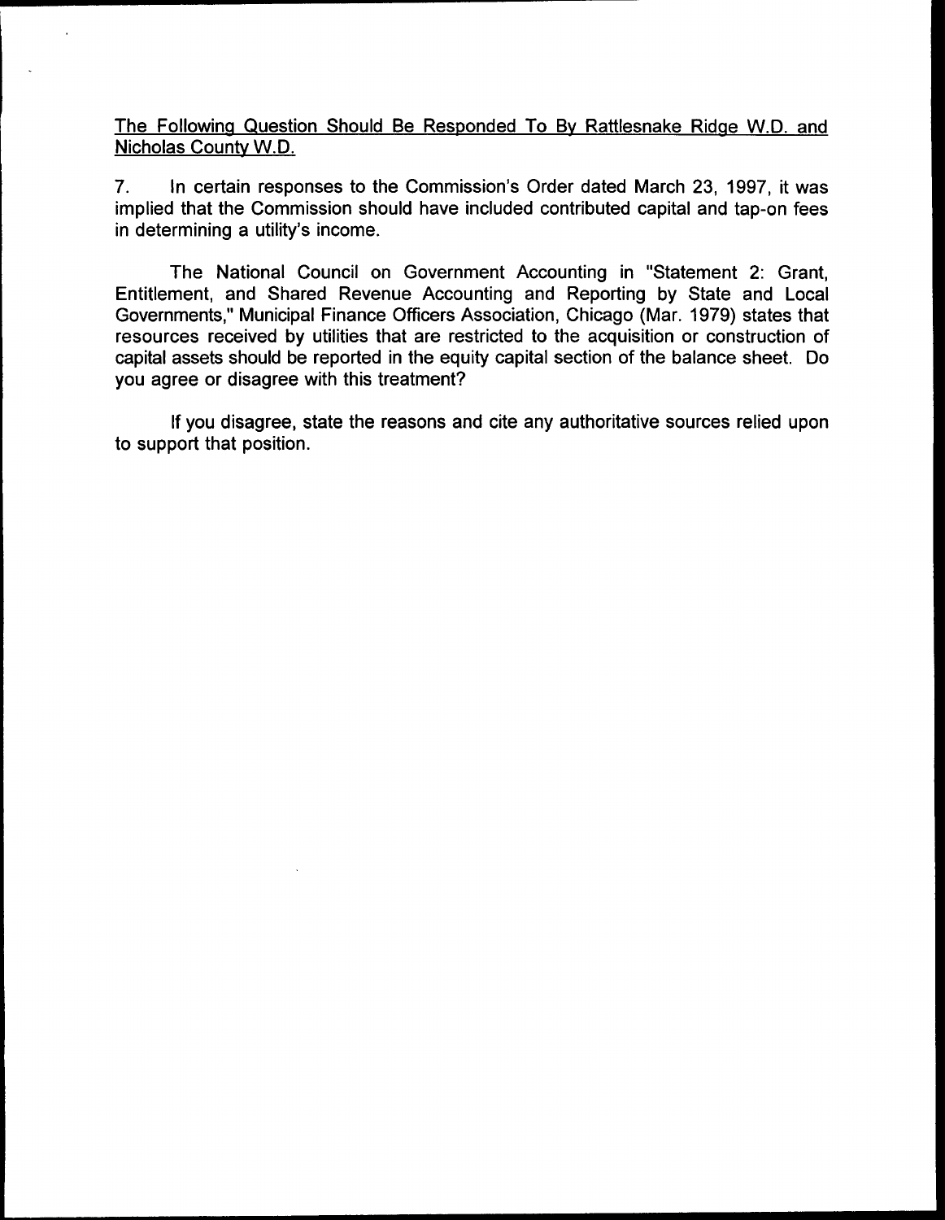The Following Question Should Be Responded To By Rattlesnake Ridge W.D. and Nicholas County W.D.

7. In certain responses to the Commission's Order dated March 23, 1997, it was implied that the Commission should have included contributed capital and tap-on fees in determining a utility's income.

The National Council on Government Accounting in "Statement 2: Grant, Entitlement, and Shared Revenue Accounting and Reporting by State and Local Governments," Municipal Finance Officers Association, Chicago (Mar. 1979) states that resources received by utilities that are restricted to the acquisition or construction of capital assets should be reported in the equity capital section of the balance sheet. Do you agree or disagree with this treatment?

If you disagree, state the reasons and cite any authoritative sources relied upon to support that position.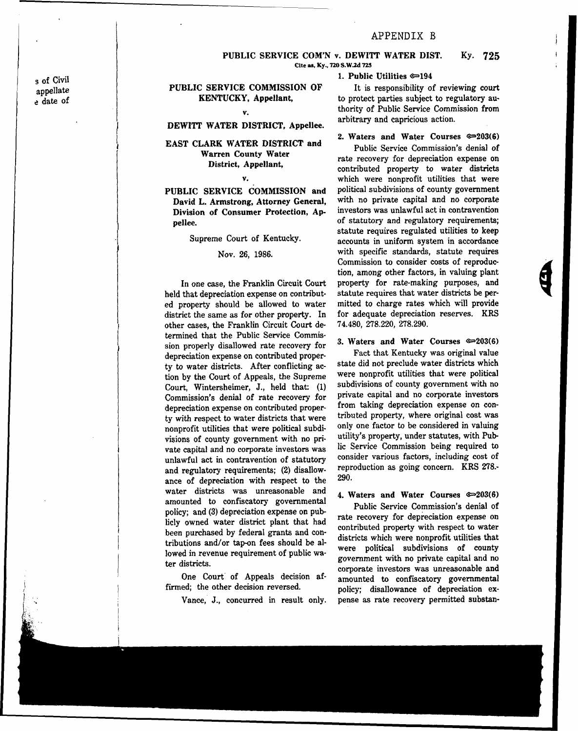# APPENDIX B

## PUBLIC SERVICE COMMISSION OF KENTUCKY, Appellant,

v.

## DEWITT WATER DISTRICT, Appellee.

## EAST CLARK WATER DISTRICT and Warren County Water District, Appellant,

v.

## PUBLIC SERVICE COMMISSION and David L. Armstrong, Attorney General, Division of Consumer Protection, Appellee.

Supreme Court of Kentucky.

Nov. 26, 1986.

In one case, the Franklin Circuit Court held that depreciation expense on contributed property should be allowed to water district the same as for other property. In other cases, the Franklin Circuit Court determined that the Public Service Commission properly disallowed rate recovery for depreciation expense on contributed property to water districts. After conflicting action by the Court of Appeals, the Supreme Court, Wintersheimer, J., held that: (1) Commission's denial of rate recovery for depreciation expense on contributed property with respect to water districts that were nonprofit utilities that were political subdivisions of county government with no private capital and no corporate investors was unlawful act in contravention of statutory and regulatory requirements; (2) disallowance of depreciation with respect to the water districts was unreasonable and amounted to confiscatory governmental policy; and (3) depreciation expense on publicly owned water district plant that had been purchased by federal grants and contributions and/or tap-on fees should be allowed in revenue requirement of public water districts.

One Court of Appeals decision affirmed; the other decision reversed.

Vance, J., concurred in result only.

**1. Public Utilities ⚖194**

It is responsibility of reviewing court to protect parties subject to regulatory authority of Public Service Commission from arbitrary and capricious action.

**2. Waters and Water Courses ⚖203(6)**

Public Service Commission's denial of rate recovery for depreciation expense on contributed property to water districts which were nonprofit utilities that were political subdivisions of county government with no private capital and no corporate investors was unlawful act in contravention of statutory and regulatory requirements; statute requires regulated utilities to keep accounts in uniform system in accordance with specific standards, statute requires Commission to consider costs of reproduction, among other factors, in valuing plant property for rate-making purposes, and statute requires that water districts be permitted to charge rates which will provide for adequate depreciation reserves. KRS 74.480, 278.220, 278.290.

**3. Waters and Water Courses ⚖203(6)**

Fact that Kentucky was original value state did not preclude water districts which were nonprofit utilities that were political subdivisions of county government with no private capital and no corporate investors from taking depreciation expense on contributed property, where original cost was only one factor to be considered in valuing utility's property, under statutes, with Public Service Commission being required to consider various factors, including cost of reproduction as going concern. KRS 278.290.

**4. Waters and Water Courses ⚖203(6)**

Public Service Commission's denial of rate recovery for depreciation expense on contributed property with respect to water districts which were nonprofit utilities that were political subdivisions of county government with no private capital and no corporate investors was unreasonable and amounted to confiscatory governmental policy; disallowance of depreciation expense as rate recovery permitted substan-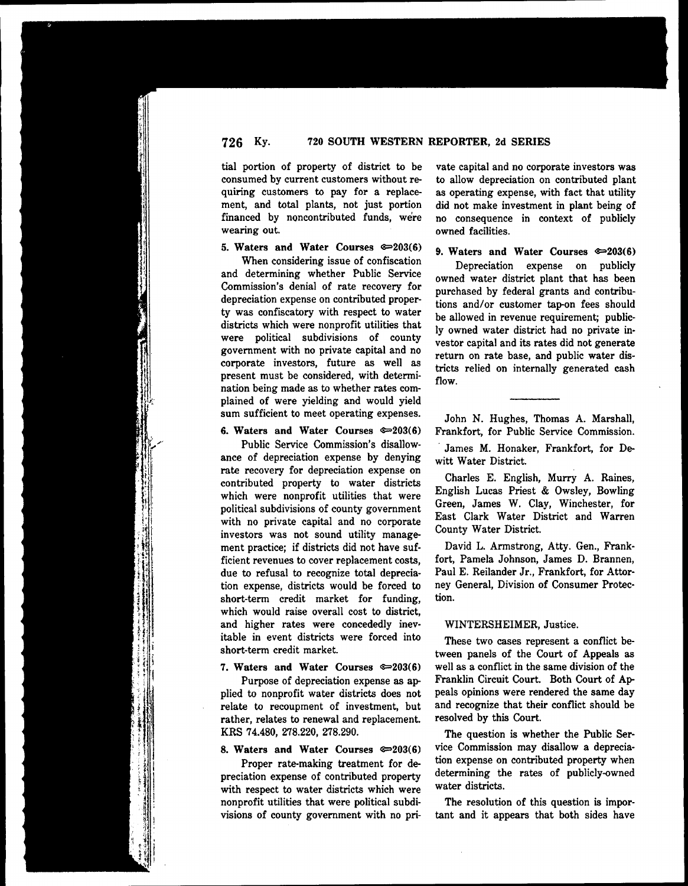tial portion of property of district to be consumed by current customers without requiring customers to pay for a replacement, and total plants, not just portion financed by noncontributed funds, were wearing out.

**5. Waters and Water Courses ⚖203(6)**

When considering issue of confiscation and determining whether Public Service Commission's denial of rate recovery for depreciation expense on contributed property was confiscatory with respect to water districts which were nonprofit utilities that were political subdivisions of county government with no private capital and no corporate investors, future as well as present must be considered, with determination being made as to whether rates complained of were yielding and would yield sum sufficient to meet operating expenses.

**6. Waters and Water Courses ⚖203(6)**

Public Service Commission's disallowance of depreciation expense by denying rate recovery for depreciation expense on contributed property to water districts which were nonprofit utilities that were political subdivisions of county government with no private capital and no corporate investors was not sound utility management practice; if districts did not have sufficient revenues to cover replacement costs, due to refusal to recognize total depreciation expense, districts would be forced to short-term credit market for funding, which would raise overall cost to district, and higher rates were concededly inevitable in event districts were forced into short-term credit market.

**7. Waters and Water Courses ⚖203(6)**

Purpose of depreciation expense as applied to nonprofit water districts does not relate to recoupment of investment, but rather, relates to renewal and replacement. KRS 74.480, 278.220, 278.290.

**8. Waters and Water Courses ⚖203(6)**

Proper rate-making treatment for depreciation expense of contributed property with respect to water districts which were nonprofit utilities that were political subdivisions of county government with no private capital and no corporate investors was to allow depreciation on contributed plant as operating expense, with fact that utility did not make investment in plant being of no consequence in context of publicly owned facilities.

**9. Waters and Water Courses ⚖203(6)**

Depreciation expense on publicly owned water district plant that has been purchased by federal grants and contributions and/or customer tap-on fees should be allowed in revenue requirement; publicly owned water district had no private investor capital and its rates did not generate return on rate base, and public water districts relied on internally generated cash flow.

---

John N. Hughes, Thomas A. Marshall, Frankfort, for Public Service Commission.

James M. Honaker, Frankfort, for Dewitt Water District.

Charles E. English, Murry A. Raines, English Lucas Priest & Owsley, Bowling Green, James W. Clay, Winchester, for East Clark Water District and Warren County Water District.

David L. Armstrong, Atty. Gen., Frankfort, Pamela Johnson, James D. Brannen, Paul E. Reilander Jr., Frankfort, for Attorney General, Division of Consumer Protection.

WINTERSHEIMER, Justice.

These two cases represent a conflict between panels of the Court of Appeals as well as a conflict in the same division of the Franklin Circuit Court. Both Court of Appeals opinions were rendered the same day and recognize that their conflict should be resolved by this Court.

The question is whether the Public Service Commission may disallow a depreciation expense on contributed property when determining the rates of publicly-owned water districts.

The resolution of this question is important and it appears that both sides have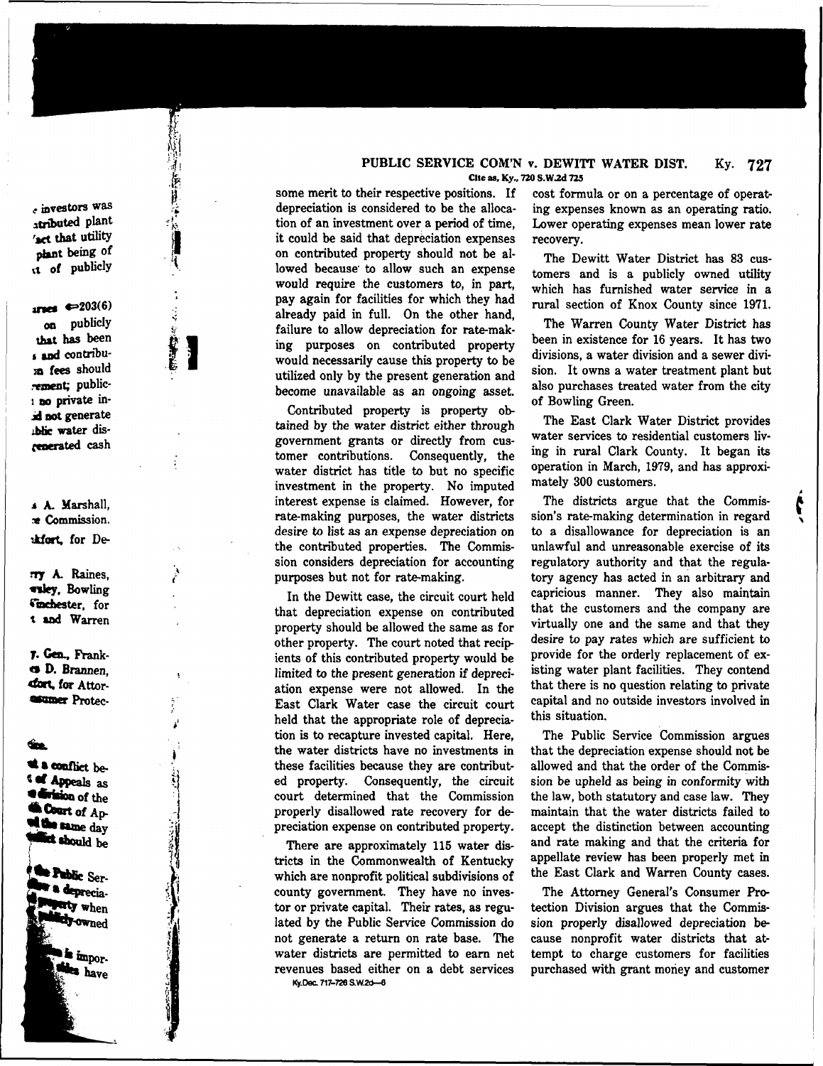some merit to their respective positions. If depreciation is considered to be the allocation of an investment over a period of time, it could be said that depreciation expenses on contributed property should not be allowed because to allow such an expense would require the customers to, in part, pay again for facilities for which they had already paid in full. On the other hand, failure to allow depreciation for rate-making purposes on contributed property would necessarily cause this property to be utilized only by the present generation and become unavailable as an ongoing asset.

Contributed property is property obtained by the water district either through government grants or directly from customer contributions. Consequently, the water district has title to but no specific investment in the property. No imputed interest expense is claimed. However, for rate-making purposes, the water districts desire to list as an expense depreciation on the contributed properties. The Commission considers depreciation for accounting purposes but not for rate-making.

In the Dewitt case, the circuit court held that depreciation expense on contributed property should be allowed the same as for other property. The court noted that recipients of this contributed property would be limited to the present generation if depreciation expense were not allowed. In the East Clark Water case the circuit court held that the appropriate role of depreciation is to recapture invested capital. Here, the water districts have no investments in these facilities because they are contributed property. Consequently, the circuit court determined that the Commission properly disallowed rate recovery for depreciation expense on contributed property.

There are approximately 115 water districts in the Commonwealth of Kentucky which are nonprofit political subdivisions of county government. They have no investor or private capital. Their rates, as regulated by the Public Service Commission do not generate a return on rate base. The water districts are permitted to earn net revenues based either on a debt services cost formula or on a percentage of operating expenses known as an operating ratio. Lower operating expenses mean lower rate recovery.

The Dewitt Water District has 83 customers and is a publicly owned utility which has furnished water service in a rural section of Knox County since 1971.

The Warren County Water District has been in existence for 16 years. It has two divisions, a water division and a sewer division. It owns a water treatment plant but also purchases treated water from the city of Bowling Green.

The East Clark Water District provides water services to residential customers living in rural Clark County. It began its operation in March, 1979, and has approximately 300 customers.

The districts argue that the Commission's rate-making determination in regard to a disallowance for depreciation is an unlawful and unreasonable exercise of its regulatory authority and that the regulatory agency has acted in an arbitrary and capricious manner. They also maintain that the customers and the company are virtually one and the same and that they desire to pay rates which are sufficient to provide for the orderly replacement of existing water plant facilities. They contend that there is no question relating to private capital and no outside investors involved in this situation.

The Public Service Commission argues that the depreciation expense should not be allowed and that the order of the Commission be upheld as being in conformity with the law, both statutory and case law. They maintain that the water districts failed to accept the distinction between accounting and rate making and that the criteria for appellate review has been properly met in the East Clark and Warren County cases.

The Attorney General's Consumer Protection Division argues that the Commission properly disallowed depreciation because nonprofit water districts that attempt to charge customers for facilities purchased with grant money and customer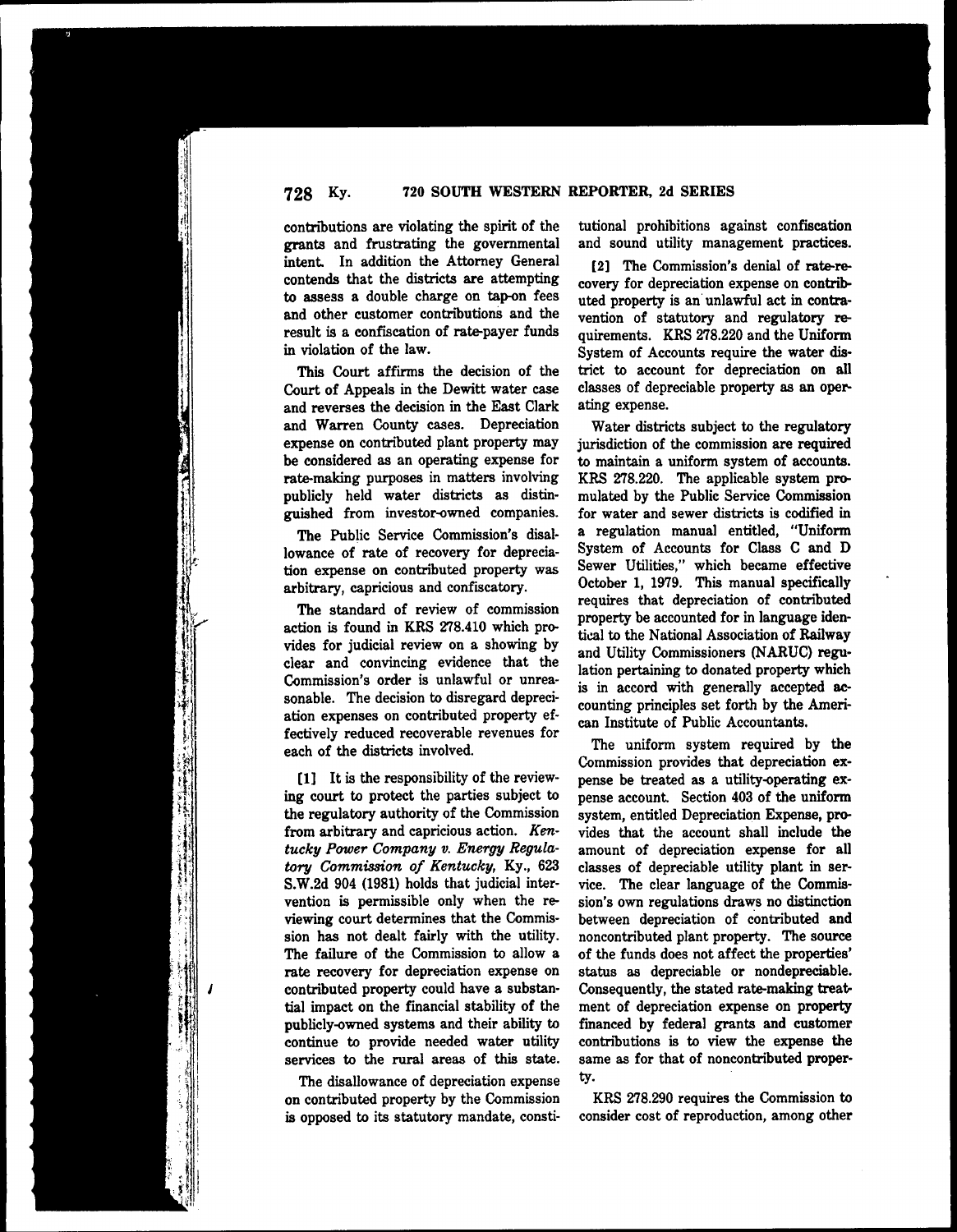contributions are violating the spirit of the grants and frustrating the governmental intent. In addition the Attorney General contends that the districts are attempting to assess a double charge on tap-on fees and other customer contributions and the result is a confiscation of rate-payer funds in violation of the law.

This Court affirms the decision of the Court of Appeals in the Dewitt water case and reverses the decision in the East Clark and Warren County cases. Depreciation expense on contributed plant property may be considered as an operating expense for rate-making purposes in matters involving publicly held water districts as distinguished from investor-owned companies.

The Public Service Commission's disallowance of rate of recovery for depreciation expense on contributed property was arbitrary, capricious and confiscatory.

The standard of review of commission action is found in KRS 278.410 which provides for judicial review on a showing by clear and convincing evidence that the Commission's order is unlawful or unreasonable. The decision to disregard depreciation expenses on contributed property effectively reduced recoverable revenues for each of the districts involved.

[1] It is the responsibility of the reviewing court to protect the parties subject to the regulatory authority of the Commission from arbitrary and capricious action. *Kentucky Power Company v. Energy Regulatory Commission of Kentucky,* Ky., 623 S.W.2d 904 (1981) holds that judicial intervention is permissible only when the reviewing court determines that the Commission has not dealt fairly with the utility. The failure of the Commission to allow a rate recovery for depreciation expense on contributed property could have a substantial impact on the financial stability of the publicly-owned systems and their ability to continue to provide needed water utility services to the rural areas of this state.

The disallowance of depreciation expense on contributed property by the Commission is opposed to its statutory mandate, constitutional prohibitions against confiscation and sound utility management practices.

[2] The Commission's denial of rate-recovery for depreciation expense on contributed property is an unlawful act in contravention of statutory and regulatory requirements. KRS 278.220 and the Uniform System of Accounts require the water district to account for depreciation on all classes of depreciable property as an operating expense.

Water districts subject to the regulatory jurisdiction of the commission are required to maintain a uniform system of accounts. KRS 278.220. The applicable system promulated by the Public Service Commission for water and sewer districts is codified in a regulation manual entitled, "Uniform System of Accounts for Class C and D Sewer Utilities," which became effective October 1, 1979. This manual specifically requires that depreciation of contributed property be accounted for in language identical to the National Association of Railway and Utility Commissioners (NARUC) regulation pertaining to donated property which is in accord with generally accepted accounting principles set forth by the American Institute of Public Accountants.

The uniform system required by the Commission provides that depreciation expense be treated as a utility-operating expense account. Section 403 of the uniform system, entitled Depreciation Expense, provides that the account shall include the amount of depreciation expense for all classes of depreciable utility plant in service. The clear language of the Commission's own regulations draws no distinction between depreciation of contributed and noncontributed plant property. The source of the funds does not affect the properties' status as depreciable or nondepreciable. Consequently, the stated rate-making treatment of depreciation expense on property financed by federal grants and customer contributions is to view the expense the same as for that of noncontributed property.

KRS 278.290 requires the Commission to consider cost of reproduction, among other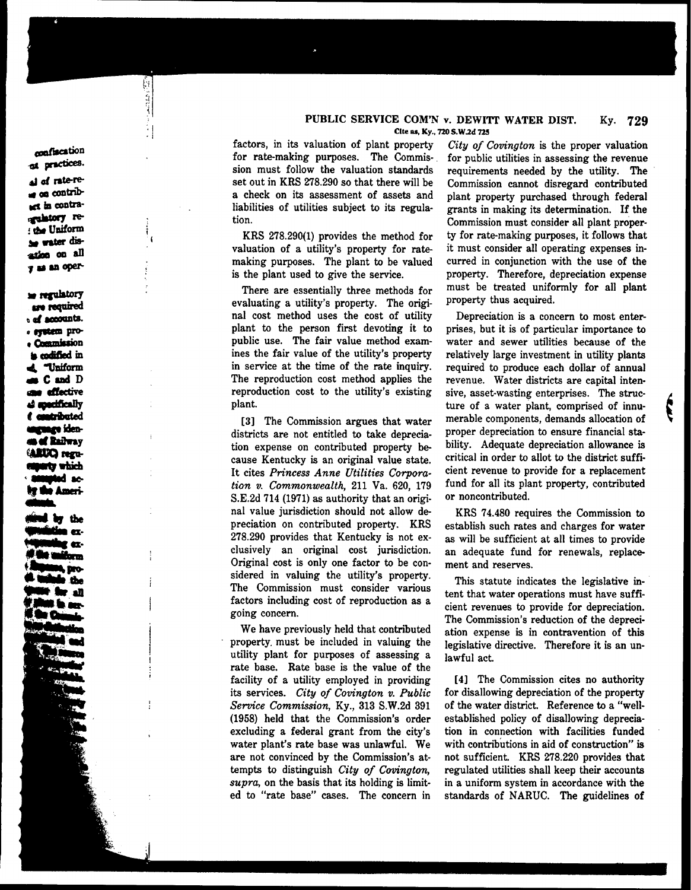factors, in its valuation of plant property for rate-making purposes. The Commission must follow the valuation standards set out in KRS 278.290 so that there will be a check on its assessment of assets and liabilities of utilities subject to its regulation.

KRS 278.290(1) provides the method for valuation of a utility's property for rate-making purposes. The plant to be valued is the plant used to give the service.

There are essentially three methods for evaluating a utility's property. The original cost method uses the cost of utility plant to the person first devoting it to public use. The fair value method examines the fair value of the utility's property in service at the time of the rate inquiry. The reproduction cost method applies the reproduction cost to the utility's existing plant.

[3] The Commission argues that water districts are not entitled to take depreciation expense on contributed property because Kentucky is an original value state. It cites *Princess Anne Utilities Corporation v. Commonwealth*, 211 Va. 620, 179 S.E.2d 714 (1971) as authority that an original value jurisdiction should not allow depreciation on contributed property. KRS 278.290 provides that Kentucky is not exclusively an original cost jurisdiction. Original cost is only one factor to be considered in valuing the utility's property. The Commission must consider various factors including cost of reproduction as a going concern.

We have previously held that contributed property must be included in valuing the utility plant for purposes of assessing a rate base. Rate base is the value of the facility of a utility employed in providing its services. *City of Covington v. Public Service Commission*, Ky., 313 S.W.2d 391 (1958) held that the Commission's order excluding a federal grant from the city's water plant's rate base was unlawful. We are not convinced by the Commission's attempts to distinguish *City of Covington, supra*, on the basis that its holding is limited to "rate base" cases. The concern in *City of Covington* is the proper valuation for public utilities in assessing the revenue requirements needed by the utility. The Commission cannot disregard contributed plant property purchased through federal grants in making its determination. If the Commission must consider all plant property for rate-making purposes, it follows that it must consider all operating expenses incurred in conjunction with the use of the property. Therefore, depreciation expense must be treated uniformly for all plant property thus acquired.

Depreciation is a concern to most enterprises, but it is of particular importance to water and sewer utilities because of the relatively large investment in utility plants required to produce each dollar of annual revenue. Water districts are capital intensive, asset-wasting enterprises. The structure of a water plant, comprised of innumerable components, demands allocation of proper depreciation to ensure financial stability. Adequate depreciation allowance is critical in order to allot to the district sufficient revenue to provide for a replacement fund for all its plant property, contributed or noncontributed.

KRS 74.480 requires the Commission to establish such rates and charges for water as will be sufficient at all times to provide an adequate fund for renewals, replacement and reserves.

This statute indicates the legislative intent that water operations must have sufficient revenues to provide for depreciation. The Commission's reduction of the depreciation expense is in contravention of this legislative directive. Therefore it is an unlawful act.

[4] The Commission cites no authority for disallowing depreciation of the property of the water district. Reference to a "well-established policy of disallowing depreciation in connection with facilities funded with contributions in aid of construction" is not sufficient. KRS 278.220 provides that regulated utilities shall keep their accounts in a uniform system in accordance with the standards of NARUC. The guidelines of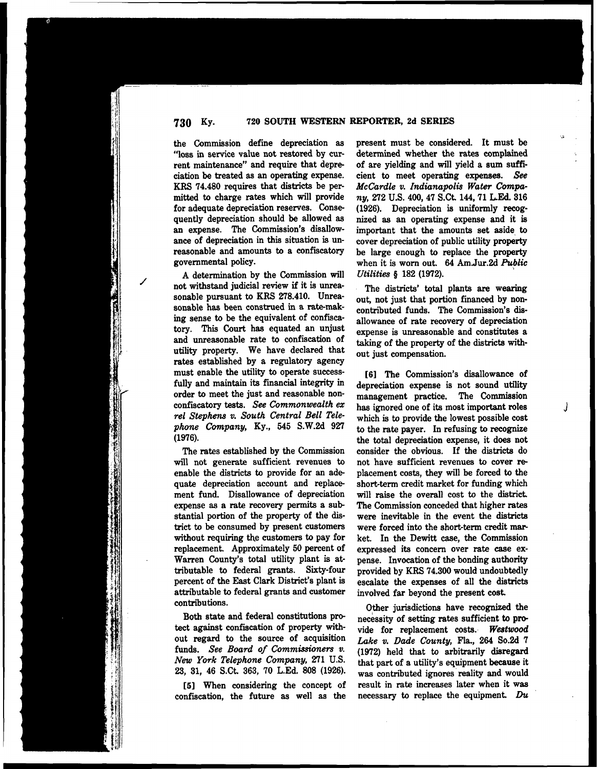the Commission define depreciation as "loss in service value not restored by current maintenance" and require that depreciation be treated as an operating expense. KRS 74.480 requires that districts be permitted to charge rates which will provide for adequate depreciation reserves. Consequently depreciation should be allowed as an expense. The Commission's disallowance of depreciation in this situation is unreasonable and amounts to a confiscatory governmental policy.

A determination by the Commission will not withstand judicial review if it is unreasonable pursuant to KRS 278.410. Unreasonable has been construed in a rate-making sense to be the equivalent of confiscatory. This Court has equated an unjust and unreasonable rate to confiscation of utility property. We have declared that rates established by a regulatory agency must enable the utility to operate successfully and maintain its financial integrity in order to meet the just and reasonable nonconfiscatory tests. *See Commonwealth ex rel Stephens v. South Central Bell Telephone Company*, Ky., 545 S.W.2d 927 (1976).

The rates established by the Commission will not generate sufficient revenues to enable the districts to provide for an adequate depreciation account and replacement fund. Disallowance of depreciation expense as a rate recovery permits a substantial portion of the property of the district to be consumed by present customers without requiring the customers to pay for replacement. Approximately 50 percent of Warren County's total utility plant is attributable to federal grants. Sixty-four percent of the East Clark District's plant is attributable to federal grants and customer contributions.

Both state and federal constitutions protect against confiscation of property without regard to the source of acquisition funds. *See Board of Commissioners v. New York Telephone Company*, 271 U.S. 23, 31, 46 S.Ct. 363, 70 L.Ed. 808 (1926).

[5] When considering the concept of confiscation, the future as well as the present must be considered. It must be determined whether the rates complained of are yielding and will yield a sum sufficient to meet operating expenses. *See McCardle v. Indianapolis Water Company*, 272 U.S. 400, 47 S.Ct. 144, 71 L.Ed. 316 (1926). Depreciation is uniformly recognized as an operating expense and it is important that the amounts set aside to cover depreciation of public utility property be large enough to replace the property when it is worn out. 64 Am.Jur.2d *Public Utilities* § 182 (1972).

The districts' total plants are wearing out, not just that portion financed by noncontributed funds. The Commission's disallowance of rate recovery of depreciation expense is unreasonable and constitutes a taking of the property of the districts without just compensation.

[6] The Commission's disallowance of depreciation expense is not sound utility management practice. The Commission has ignored one of its most important roles which is to provide the lowest possible cost to the rate payer. In refusing to recognize the total depreciation expense, it does not consider the obvious. If the districts do not have sufficient revenues to cover replacement costs, they will be forced to the short-term credit market for funding which will raise the overall cost to the district. The Commission conceded that higher rates were inevitable in the event the districts were forced into the short-term credit market. In the Dewitt case, the Commission expressed its concern over rate case expense. Invocation of the bonding authority provided by KRS 74.300 would undoubtedly escalate the expenses of all the districts involved far beyond the present cost.

Other jurisdictions have recognized the necessity of setting rates sufficient to provide for replacement costs. *Westwood Lake v. Dade County*, Fla., 264 So.2d 7 (1972) held that to arbitrarily disregard that part of a utility's equipment because it was contributed ignores reality and would result in rate increases later when it was necessary to replace the equipment. *Du*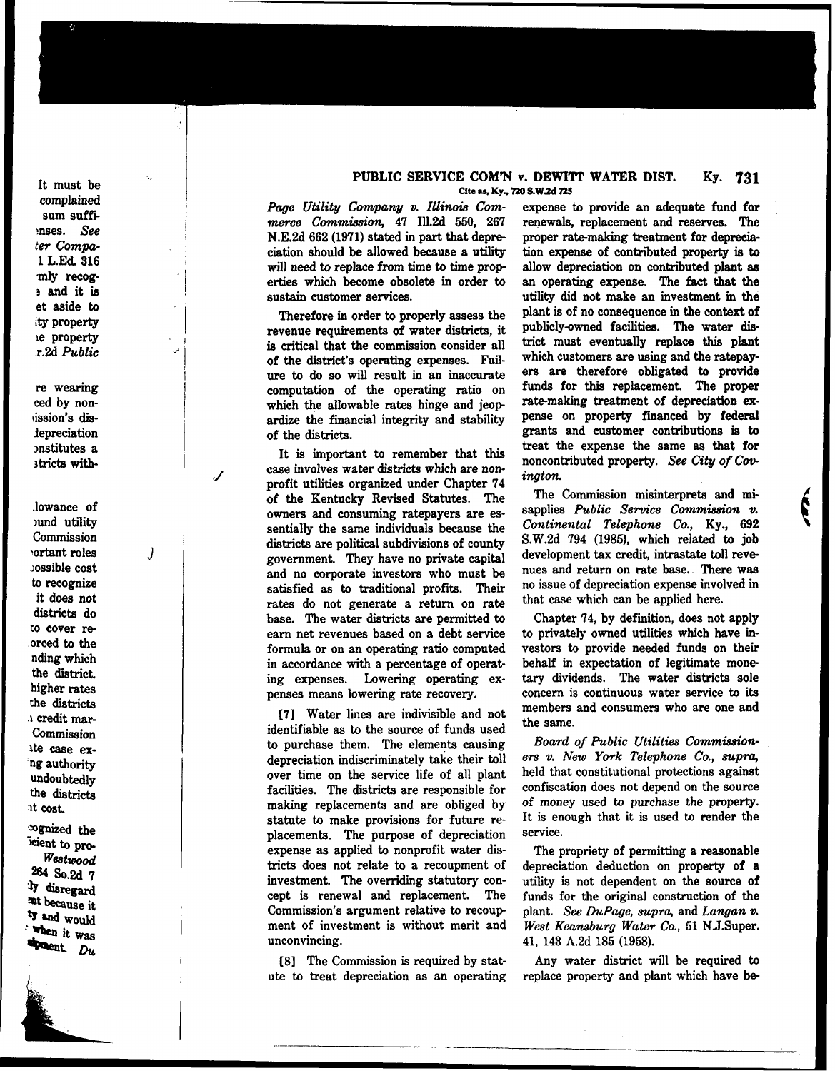*Page Utility Company v. Illinois Commerce Commission,* 47 Ill.2d 550, 267 N.E.2d 662 (1971) stated in part that depreciation should be allowed because a utility will need to replace from time to time properties which become obsolete in order to sustain customer services.

Therefore in order to properly assess the revenue requirements of water districts, it is critical that the commission consider all of the district's operating expenses. Failure to do so will result in an inaccurate computation of the operating ratio on which the allowable rates hinge and jeopardize the financial integrity and stability of the districts.

It is important to remember that this case involves water districts which are nonprofit utilities organized under Chapter 74 of the Kentucky Revised Statutes. The owners and consuming ratepayers are essentially the same individuals because the districts are political subdivisions of county government. They have no private capital and no corporate investors who must be satisfied as to traditional profits. Their rates do not generate a return on rate base. The water districts are permitted to earn net revenues based on a debt service formula or on an operating ratio computed in accordance with a percentage of operating expenses. Lowering operating expenses means lowering rate recovery.

[7] Water lines are indivisible and not identifiable as to the source of funds used to purchase them. The elements causing depreciation indiscriminately take their toll over time on the service life of all plant facilities. The districts are responsible for making replacements and are obliged by statute to make provisions for future replacements. The purpose of depreciation expense as applied to nonprofit water districts does not relate to a recoupment of investment. The overriding statutory concept is renewal and replacement. The Commission's argument relative to recoupment of investment is without merit and unconvincing.

[8] The Commission is required by statute to treat depreciation as an operating expense to provide an adequate fund for renewals, replacement and reserves. The proper rate-making treatment for depreciation expense of contributed property is to allow depreciation on contributed plant as an operating expense. The fact that the utility did not make an investment in the plant is of no consequence in the context of publicly-owned facilities. The water district must eventually replace this plant which customers are using and the ratepayers are therefore obligated to provide funds for this replacement. The proper rate-making treatment of depreciation expense on property financed by federal grants and customer contributions is to treat the expense the same as that for noncontributed property. *See City of Covington.*

The Commission misinterprets and misapplies *Public Service Commission v. Continental Telephone Co.,* Ky., 692 S.W.2d 794 (1985), which related to job development tax credit, intrastate toll revenues and return on rate base. There was no issue of depreciation expense involved in that case which can be applied here.

Chapter 74, by definition, does not apply to privately owned utilities which have investors to provide needed funds on their behalf in expectation of legitimate monetary dividends. The water districts sole concern is continuous water service to its members and consumers who are one and the same.

*Board of Public Utilities Commissioners v. New York Telephone Co., supra,* held that constitutional protections against confiscation does not depend on the source of money used to purchase the property. It is enough that it is used to render the service.

The propriety of permitting a reasonable depreciation deduction on property of a utility is not dependent on the source of funds for the original construction of the plant. *See DuPage, supra,* and *Langan v. West Keansburg Water Co.,* 51 N.J.Super. 41, 143 A.2d 185 (1958).

Any water district will be required to replace property and plant which have be-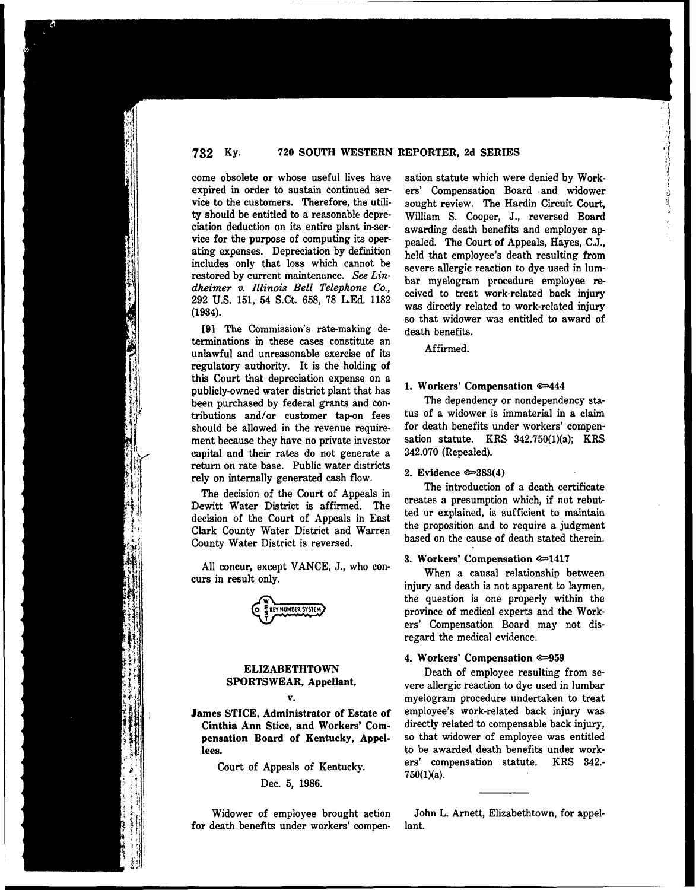come obsolete or whose useful lives have expired in order to sustain continued service to the customers. Therefore, the utility should be entitled to a reasonable depreciation deduction on its entire plant in-service for the purpose of computing its operating expenses. Depreciation by definition includes only that loss which cannot be restored by current maintenance. *See Lindheimer v. Illinois Bell Telephone Co.,* 292 U.S. 151, 54 S.Ct. 658, 78 L.Ed. 1182 (1934).

[9] The Commission's rate-making determinations in these cases constitute an unlawful and unreasonable exercise of its regulatory authority. It is the holding of this Court that depreciation expense on a publicly-owned water district plant that has been purchased by federal grants and contributions and/or customer tap-on fees should be allowed in the revenue requirement because they have no private investor capital and their rates do not generate a return on rate base. Public water districts rely on internally generated cash flow.

The decision of the Court of Appeals in Dewitt Water District is affirmed. The decision of the Court of Appeals in East Clark County Water District and Warren County Water District is reversed.

All concur, except VANCE, J., who concurs in result only.

**ELIZABETHTOWN SPORTSWEAR, Appellant,**

v.

**James STICE, Administrator of Estate of Cinthia Ann Stice, and Workers' Compensation Board of Kentucky, Appellees.**

Court of Appeals of Kentucky.

Dec. 5, 1986.

Widower of employee brought action for death benefits under workers' compensation statute which were denied by Workers' Compensation Board and widower sought review. The Hardin Circuit Court, William S. Cooper, J., reversed Board awarding death benefits and employer appealed. The Court of Appeals, Hayes, C.J., held that employee's death resulting from severe allergic reaction to dye used in lumbar myelogram procedure employee received to treat work-related back injury was directly related to work-related injury so that widower was entitled to award of death benefits.

Affirmed.

**1. Workers' Compensation ⟹444**

The dependency or nondependency status of a widower is immaterial in a claim for death benefits under workers' compensation statute. KRS 342.750(1)(a); KRS 342.070 (Repealed).

**2. Evidence ⟹383(4)**

The introduction of a death certificate creates a presumption which, if not rebutted or explained, is sufficient to maintain the proposition and to require a judgment based on the cause of death stated therein.

**3. Workers' Compensation ⟹1417**

When a causal relationship between injury and death is not apparent to laymen, the question is one properly within the province of medical experts and the Workers' Compensation Board may not disregard the medical evidence.

**4. Workers' Compensation ⟹959**

Death of employee resulting from severe allergic reaction to dye used in lumbar myelogram procedure undertaken to treat employee's work-related back injury was directly related to compensable back injury, so that widower of employee was entitled to be awarded death benefits under workers' compensation statute. KRS 342.750(1)(a).

---

John L. Arnett, Elizabethtown, for appellant.